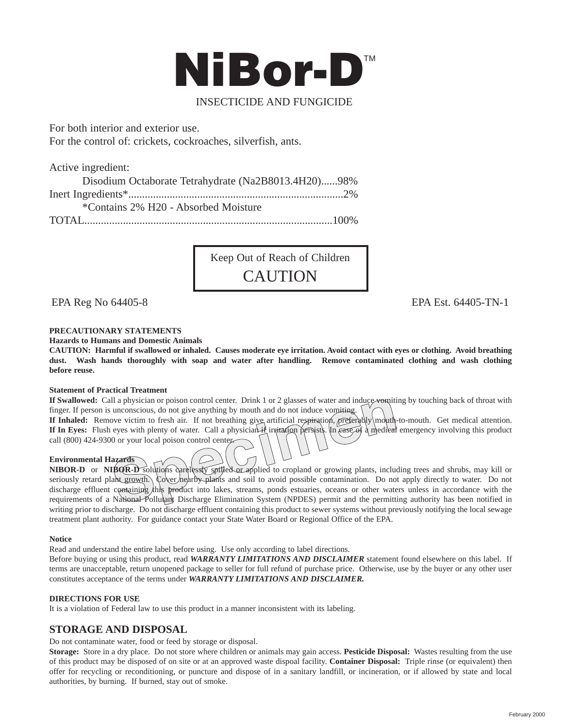# NiBor-D™

INSECTICIDE AND FUNGICIDE

For both interior and exterior use.
For the control of: crickets, cockroaches, silverfish, ants.

Active ingredient:
Disodium Octaborate Tetrahydrate (Na2B8013.4H20)......98%
Inert Ingredients*..............................................................................2%
*Contains 2% H20 - Absorbed Moisture
TOTAL.........................................................................................100%

Keep Out of Reach of Children

CAUTION

EPA Reg No 64405-8 EPA Est. 64405-TN-1

**PRECAUTIONARY STATEMENTS**

**Hazards to Humans and Domestic Animals**

**CAUTION: Harmful if swallowed or inhaled. Causes moderate eye irritation. Avoid contact with eyes or clothing. Avoid breathing dust. Wash hands thoroughly with soap and water after handling. Remove contaminated clothing and wash clothing before reuse.**

**Statement of Practical Treatment**

**If Swallowed:** Call a physician or poison control center. Drink 1 or 2 glasses of water and induce vomiting by touching back of throat with finger. If person is unconscious, do not give anything by mouth and do not induce vomiting.
**If Inhaled:** Remove victim to fresh air. If not breathing give artificial respiration, preferably mouth-to-mouth. Get medical attention.
**If In Eyes:** Flush eyes with plenty of water. Call a physician if irritation persists. In case of a medical emergency involving this product call (800) 424-9300 or your local poison control center.

**Environmental Hazards**

**NIBOR-D** or **NIBOR-D** solutions carelessly spilled or applied to cropland or growing plants, including trees and shrubs, may kill or seriously retard plant growth. Cover nearby plants and soil to avoid possible contamination. Do not apply directly to water. Do not discharge effluent containing this product into lakes, streams, ponds estuaries, oceans or other waters unless in accordance with the requirements of a National Pollutant Discharge Elimination System (NPDES) permit and the permitting authority has been notified in writing prior to discharge. Do not discharge effluent containing this product to sewer systems without previously notifying the local sewage treatment plant authority. For guidance contact your State Water Board or Regional Office of the EPA.

**Notice**

Read and understand the entire label before using. Use only according to label directions.
Before buying or using this product, read ***WARRANTY LIMITATIONS AND DISCLAIMER*** statement found elsewhere on this label. If terms are unacceptable, return unopened package to seller for full refund of purchase price. Otherwise, use by the buyer or any other user constitutes acceptance of the terms under ***WARRANTY LIMITATIONS AND DISCLAIMER.***

**DIRECTIONS FOR USE**

It is a violation of Federal law to use this product in a manner inconsistent with its labeling.

## STORAGE AND DISPOSAL

Do not contaminate water, food or feed by storage or disposal.
**Storage:** Store in a dry place. Do not store where children or animals may gain access. **Pesticide Disposal:** Wastes resulting from the use of this product may be disposed of on site or at an approved waste dispoal facility. **Container Disposal:** Triple rinse (or equivalent) then offer for recycling or reconditioning, or puncture and dispose of in a sanitary landfill, or incineration, or if allowed by state and local authorities, by burning. If burned, stay out of smoke.

February 2000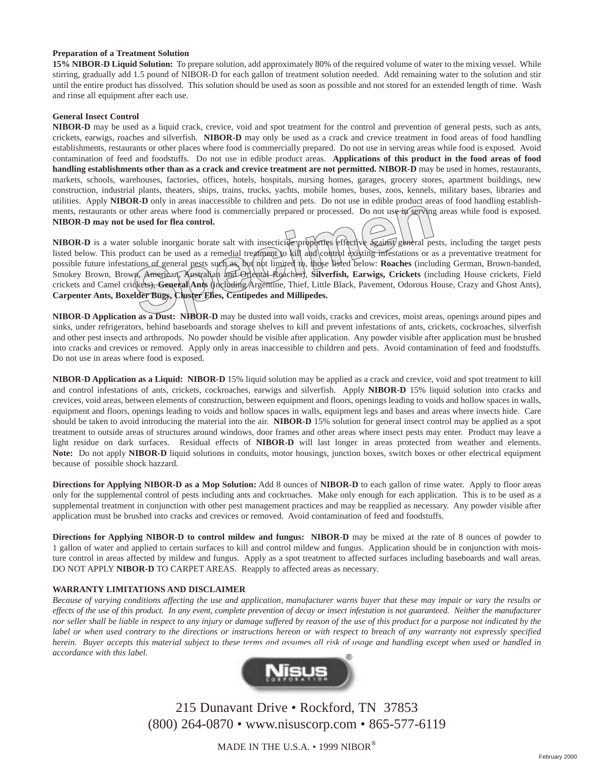**Preparation of a Treatment Solution**

**15% NIBOR-D Liquid Solution:** To prepare solution, add approximately 80% of the required volume of water to the mixing vessel. While stirring, gradually add 1.5 pound of NIBOR-D for each gallon of treatment solution needed. Add remaining water to the solution and stir until the entire product has dissolved. This solution should be used as soon as possible and not stored for an extended length of time. Wash and rinse all equipment after each use.

**General Insect Control**

**NIBOR-D** may be used as a liquid crack, crevice, void and spot treatment for the control and prevention of general pests, such as ants, crickets, earwigs, roaches and silverfish. **NIBOR-D** may only be used as a crack and crevice treatment in food areas of food handling establishments, restaurants or other places where food is commercially prepared. Do not use in serving areas while food is exposed. Avoid contamination of feed and foodstuffs. Do not use in edible product areas. **Applications of this product in the food areas of food handling establishments other than as a crack and crevice treatment are not permitted. NIBOR-D** may be used in homes, restaurants, markets, schools, warehouses, factories, offices, hotels, hospitals, nursing homes, garages, grocery stores, apartment buildings, new construction, industrial plants, theaters, ships, trains, trucks, yachts, mobile homes, buses, zoos, kennels, military bases, libraries and utilities. Apply **NIBOR-D** only in areas inaccessible to children and pets. Do not use in edible product areas of food handling establishments, restaurants or other areas where food is commercially prepared or processed. Do not use in serving areas while food is exposed. **NIBOR-D may not be used for flea control.**

**NIBOR-D** is a water soluble inorganic borate salt with insecticide properties effective against general pests, including the target pests listed below. This product can be used as a remedial treatment to kill and control existing infestations or as a preventative treatment for possible future infestations of general pests such as, but not limited to, those listed below: **Roaches** (including German, Brown-banded, Smokey Brown, Brown, American, Australian and Oriental Roaches), **Silverfish, Earwigs, Crickets** (including House crickets, Field crickets and Camel crickets), **General Ants** (including Argentine, Thief, Little Black, Pavement, Odorous House, Crazy and Ghost Ants), **Carpenter Ants, Boxelder Bugs, Cluster Flies, Centipedes and Millipedes.**

**NIBOR-D Application as a Dust: NIBOR-D** may be dusted into wall voids, cracks and crevices, moist areas, openings around pipes and sinks, under refrigerators, behind baseboards and storage shelves to kill and prevent infestations of ants, crickets, cockroaches, silverfish and other pest insects and arthropods. No powder should be visible after application. Any powder visible after application must be brushed into cracks and crevices or removed. Apply only in areas inaccessible to children and pets. Avoid contamination of feed and foodstuffs. Do not use in areas where food is exposed.

**NIBOR-D Application as a Liquid: NIBOR-D** 15% liquid solution may be applied as a crack and crevice, void and spot treatment to kill and control infestations of ants, crickets, cockroaches, earwigs and silverfish. Apply **NIBOR-D** 15% liquid solution into cracks and crevices, void areas, between elements of construction, between equipment and floors, openings leading to voids and hollow spaces in walls, equipment and floors, openings leading to voids and hollow spaces in walls, equipment legs and bases and areas where insects hide. Care should be taken to avoid introducing the material into the air. **NIBOR-D** 15% solution for general insect control may be applied as a spot treatment to outside areas of structures around windows, door frames and other areas where insect pests may enter. Product may leave a light residue on dark surfaces. Residual effects of **NIBOR-D** will last longer in areas protected from weather and elements. **Note:** Do not apply **NIBOR-D** liquid solutions in conduits, motor housings, junction boxes, switch boxes or other electrical equipment because of possible shock hazzard.

**Directions for Applying NIBOR-D as a Mop Solution:** Add 8 ounces of **NIBOR-D** to each gallon of rinse water. Apply to floor areas only for the supplemental control of pests including ants and cockroaches. Make only enough for each application. This is to be used as a supplemental treatment in conjunction with other pest management practices and may be reapplied as necessary. Any powder visible after application must be brushed into cracks and crevices or removed. Avoid contamination of feed and foodstuffs.

**Directions for Applying NIBOR-D to control mildew and fungus: NIBOR-D** may be mixed at the rate of 8 ounces of powder to 1 gallon of water and applied to certain surfaces to kill and control mildew and fungus. Application should be in conjunction with moisture control in areas affected by mildew and fungus. Apply as a spot treatment to affected surfaces including baseboards and wall areas. DO NOT APPLY **NIBOR-D** TO CARPET AREAS. Reapply to affected areas as necessary.

**WARRANTY LIMITATIONS AND DISCLAIMER**

*Because of varying conditions affecting the use and application, manufacturer warns buyer that these may impair or vary the results or effects of the use of this product. In any event, complete prevention of decay or insect infestation is not guaranteed. Neither the manufacturer nor seller shall be liable in respect to any injury or damage suffered by reason of the use of this product for a purpose not indicated by the label or when used contrary to the directions or instructions hereon or with respect to breach of any warranty not expressly specified herein. Buyer accepts this material subject to these terms and assumes all risk of usage and handling except when used or handled in accordance with this label.*

Nisus Corporation

215 Dunavant Drive • Rockford, TN 37853

(800) 264-0870 • www.nisuscorp.com • 865-577-6119

MADE IN THE U.S.A. • 1999 NIBOR®

February 2000